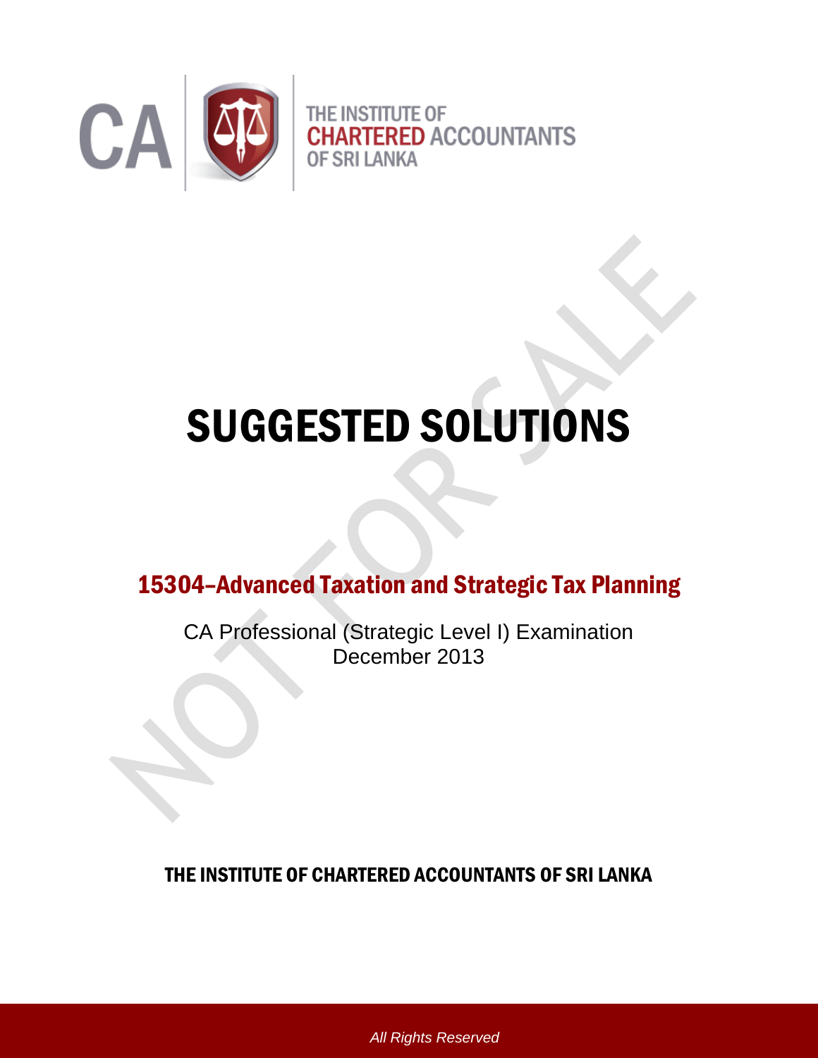THE INSTITUTE OF CHARTERED ACCOUNTANTS OF SRI LANKA

# SUGGESTED SOLUTIONS

## 15304–Advanced Taxation and Strategic Tax Planning

CA Professional (Strategic Level I) Examination
December 2013

THE INSTITUTE OF CHARTERED ACCOUNTANTS OF SRI LANKA

*All Rights Reserved*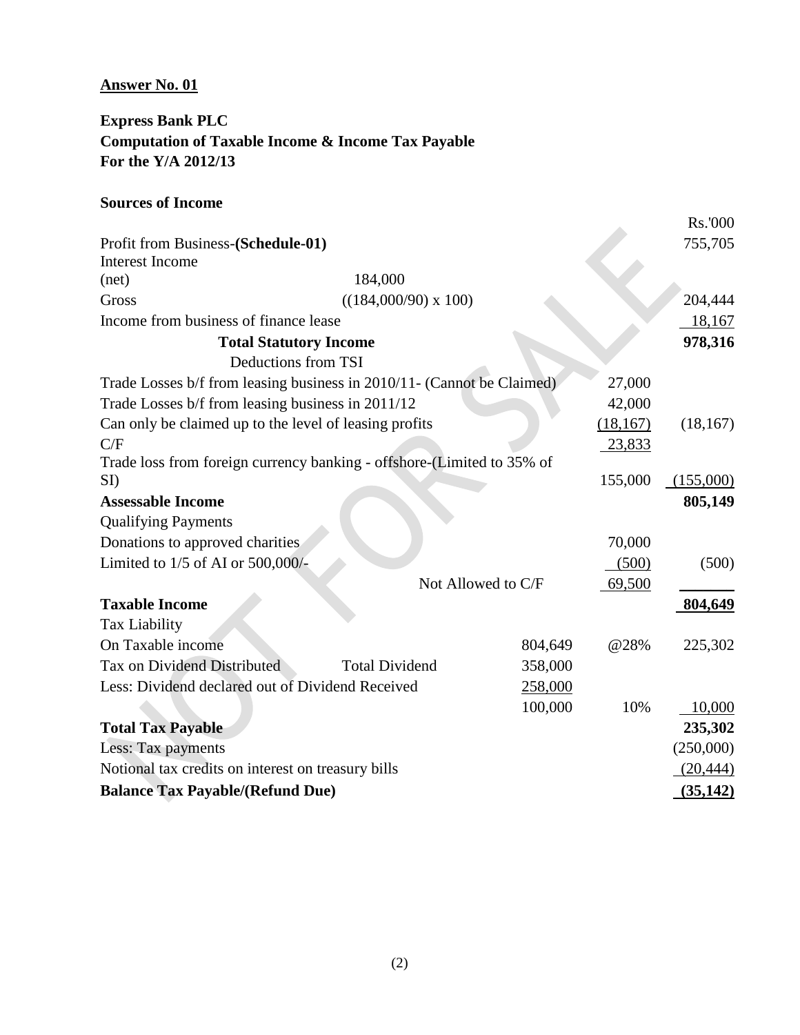**Answer No. 01**

**Express Bank PLC**
**Computation of Taxable Income & Income Tax Payable**
**For the Y/A 2012/13**

**Sources of Income**

| | | | | Rs.'000 |
|---|---|---|---|---|
| Profit from Business-**(Schedule-01)** | | | | 755,705 |
| Interest Income | | | | |
| (net) | 184,000 | | | |
| Gross | ((184,000/90) x 100) | | | 204,444 |
| Income from business of finance lease | | | | 18,167 |
| **Total Statutory Income** | | | | **978,316** |
| Deductions from TSI | | | | |
| Trade Losses b/f from leasing business in 2010/11- (Cannot be Claimed) | | | 27,000 | |
| Trade Losses b/f from leasing business in 2011/12 | | | 42,000 | |
| Can only be claimed up to the level of leasing profits | | | (18,167) | (18,167) |
| C/F | | | 23,833 | |
| Trade loss from foreign currency banking - offshore-(Limited to 35% of SI) | | | 155,000 | (155,000) |
| **Assessable Income** | | | | **805,149** |
| Qualifying Payments | | | | |
| Donations to approved charities | | | 70,000 | |
| Limited to 1/5 of AI or 500,000/- | | | (500) | (500) |
| | Not Allowed to C/F | | 69,500 | |
| **Taxable Income** | | | | **804,649** |
| Tax Liability | | | | |
| On Taxable income | | 804,649 | @28% | 225,302 |
| Tax on Dividend Distributed | Total Dividend | 358,000 | | |
| Less: Dividend declared out of Dividend Received | | 258,000 | | |
| | | 100,000 | 10% | 10,000 |
| **Total Tax Payable** | | | | **235,302** |
| Less: Tax payments | | | | (250,000) |
| Notional tax credits on interest on treasury bills | | | | (20,444) |
| **Balance Tax Payable/(Refund Due)** | | | | **(35,142)** |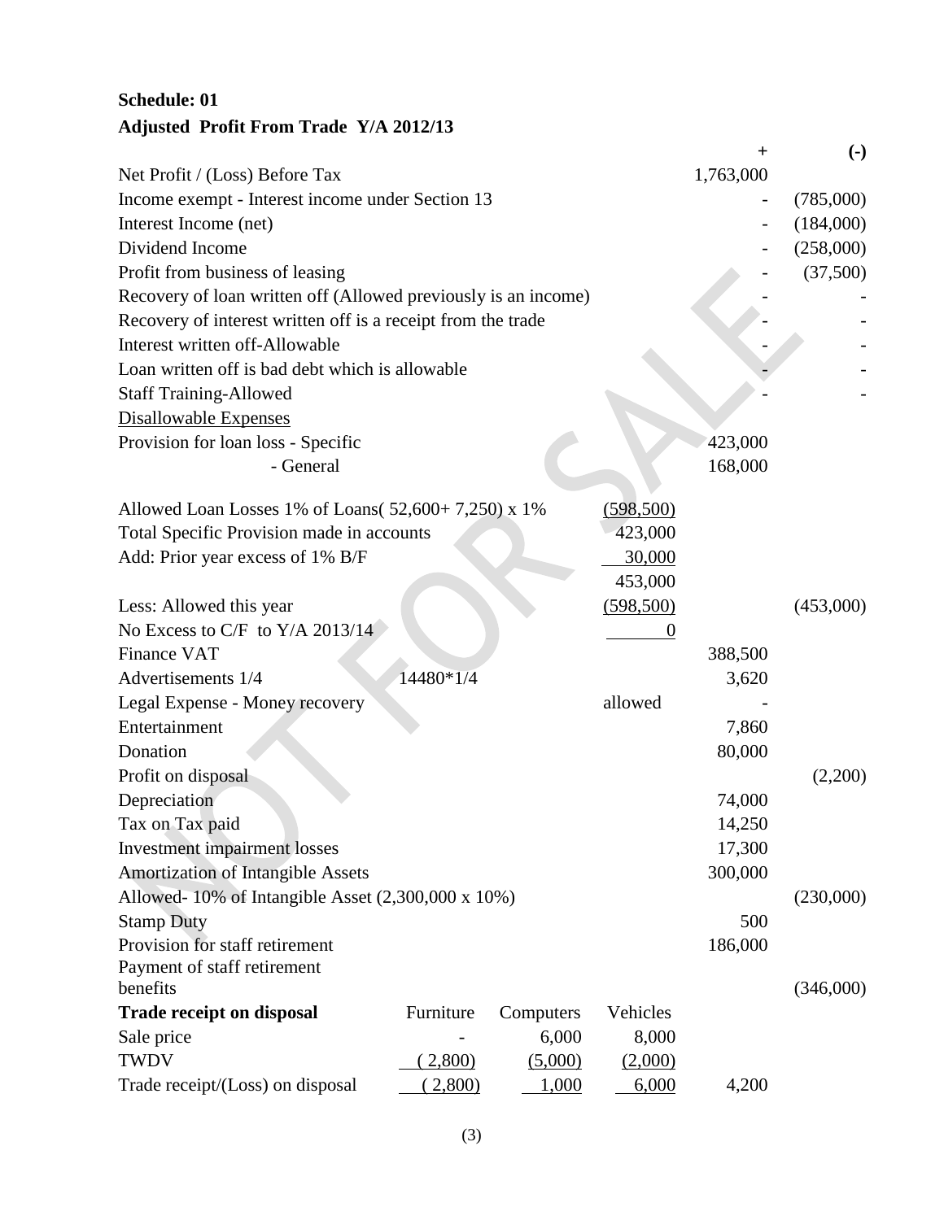**Schedule: 01**

**Adjusted Profit From Trade Y/A 2012/13**

| | | | | + | (-) |
|---|---|---|---|---|---|
| Net Profit / (Loss) Before Tax | | | | 1,763,000 | |
| Income exempt - Interest income under Section 13 | | | | - | (785,000) |
| Interest Income (net) | | | | - | (184,000) |
| Dividend Income | | | | - | (258,000) |
| Profit from business of leasing | | | | - | (37,500) |
| Recovery of loan written off (Allowed previously is an income) | | | | - | - |
| Recovery of interest written off is a receipt from the trade | | | | - | - |
| Interest written off-Allowable | | | | - | - |
| Loan written off is bad debt which is allowable | | | | - | - |
| Staff Training-Allowed | | | | - | - |
| Disallowable Expenses | | | | | |
| Provision for loan loss - Specific | | | | 423,000 | |
| - General | | | | 168,000 | |
| Allowed Loan Losses 1% of Loans( 52,600+ 7,250) x 1% | | | (598,500) | | |
| Total Specific Provision made in accounts | | | 423,000 | | |
| Add: Prior year excess of 1% B/F | | | 30,000 | | |
| | | | 453,000 | | |
| Less: Allowed this year | | | (598,500) | | (453,000) |
| No Excess to C/F to Y/A 2013/14 | | | 0 | | |
| Finance VAT | | | | 388,500 | |
| Advertisements 1/4 | 14480*1/4 | | | 3,620 | |
| Legal Expense - Money recovery | | | allowed | - | |
| Entertainment | | | | 7,860 | |
| Donation | | | | 80,000 | |
| Profit on disposal | | | | | (2,200) |
| Depreciation | | | | 74,000 | |
| Tax on Tax paid | | | | 14,250 | |
| Investment impairment losses | | | | 17,300 | |
| Amortization of Intangible Assets | | | | 300,000 | |
| Allowed- 10% of Intangible Asset (2,300,000 x 10%) | | | | | (230,000) |
| Stamp Duty | | | | 500 | |
| Provision for staff retirement | | | | 186,000 | |
| Payment of staff retirement benefits | | | | | (346,000) |
| **Trade receipt on disposal** | Furniture | Computers | Vehicles | | |
| Sale price | - | 6,000 | 8,000 | | |
| TWDV | ( 2,800) | (5,000) | (2,000) | | |
| Trade receipt/(Loss) on disposal | ( 2,800) | 1,000 | 6,000 | 4,200 | |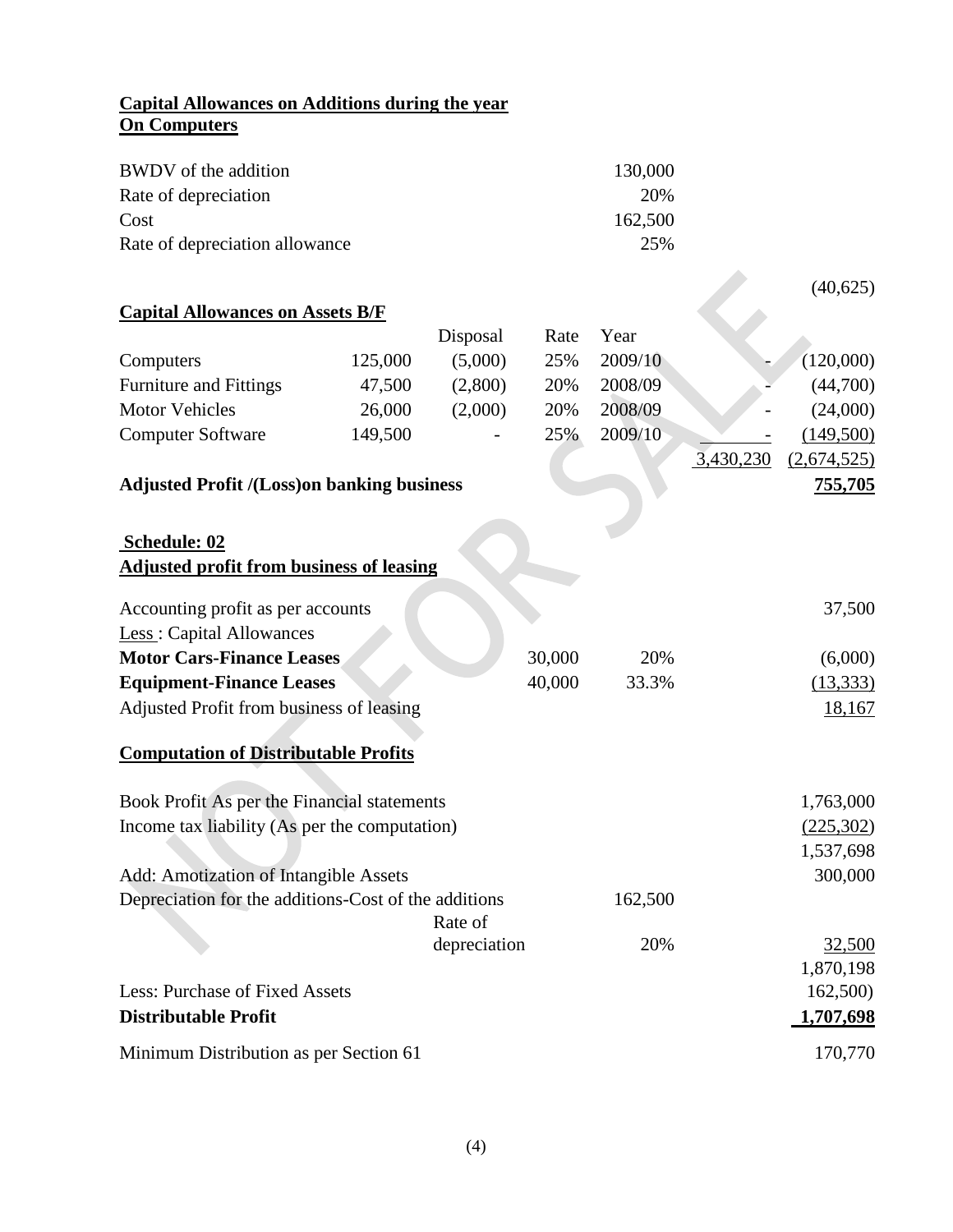**Capital Allowances on Additions during the year**
**On Computers**

| | | | | | | |
|---|---|---|---|---|---|---|
| BWDV of the addition | | | | 130,000 | | |
| Rate of depreciation | | | | 20% | | |
| Cost | | | | 162,500 | | |
| Rate of depreciation allowance | | | | 25% | | |
| | | | | | | (40,625) |
| **Capital Allowances on Assets B/F** | | | | | | |
| | | Disposal | Rate | Year | | |
| Computers | 125,000 | (5,000) | 25% | 2009/10 | - | (120,000) |
| Furniture and Fittings | 47,500 | (2,800) | 20% | 2008/09 | - | (44,700) |
| Motor Vehicles | 26,000 | (2,000) | 20% | 2008/09 | - | (24,000) |
| Computer Software | 149,500 | - | 25% | 2009/10 | - | (149,500) |
| | | | | | 3,430,230 | (2,674,525) |
| **Adjusted Profit /(Loss)on banking business** | | | | | | **755,705** |

**Schedule: 02**

**Adjusted profit from business of leasing**

| | | | |
|---|---|---|---|
| Accounting profit as per accounts | | | 37,500 |
| Less : Capital Allowances | | | |
| **Motor Cars-Finance Leases** | 30,000 | 20% | (6,000) |
| **Equipment-Finance Leases** | 40,000 | 33.3% | (13,333) |
| Adjusted Profit from business of leasing | | | 18,167 |

**Computation of Distributable Profits**

| | | | |
|---|---|---|---|
| Book Profit As per the Financial statements | | | 1,763,000 |
| Income tax liability (As per the computation) | | | (225,302) |
| | | | 1,537,698 |
| Add: Amotization of Intangible Assets | | | 300,000 |
| Depreciation for the additions-Cost of the additions | | 162,500 | |
| | Rate of depreciation | 20% | 32,500 |
| | | | 1,870,198 |
| Less: Purchase of Fixed Assets | | | 162,500) |
| **Distributable Profit** | | | **1,707,698** |
| Minimum Distribution as per Section 61 | | | 170,770 |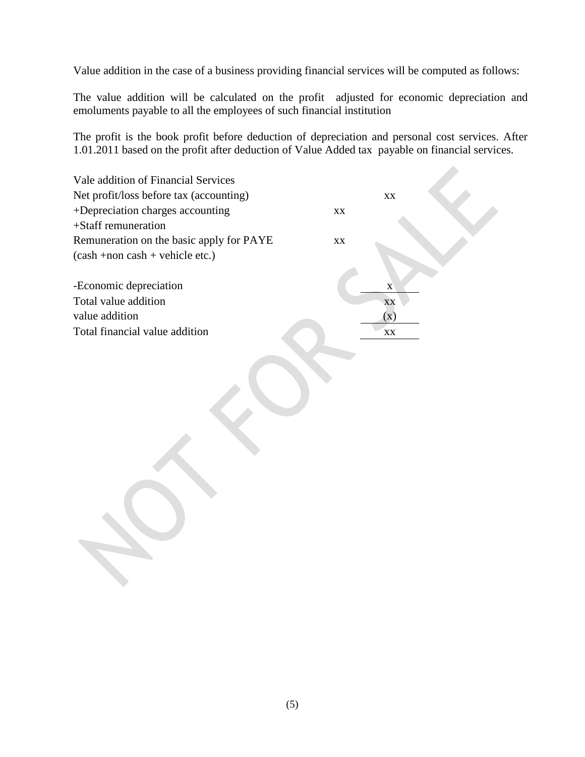Value addition in the case of a business providing financial services will be computed as follows:

The value addition will be calculated on the profit adjusted for economic depreciation and emoluments payable to all the employees of such financial institution

The profit is the book profit before deduction of depreciation and personal cost services. After 1.01.2011 based on the profit after deduction of Value Added tax payable on financial services.

| Vale addition of Financial Services | | |
|---|---|---|
| Net profit/loss before tax (accounting) | | xx |
| +Depreciation charges accounting | xx | |
| +Staff remuneration | | |
| Remuneration on the basic apply for PAYE | xx | |
| (cash +non cash + vehicle etc.) | | |
| | | |
| -Economic depreciation | | x |
| Total value addition | | xx |
| value addition | | (x) |
| Total financial value addition | | xx |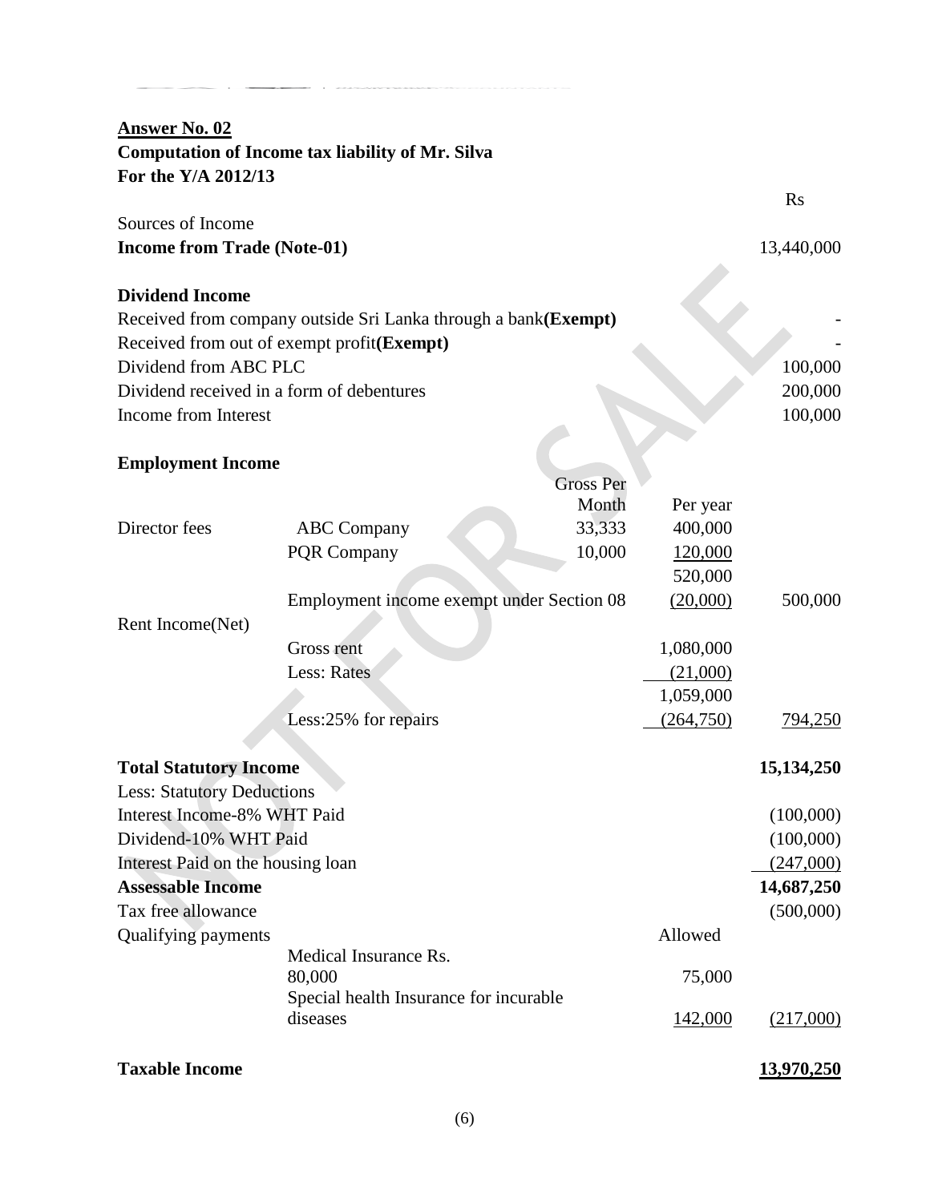**Answer No. 02**
**Computation of Income tax liability of Mr. Silva**
**For the Y/A 2012/13**

| | | | | Rs |
|---|---|---|---|---|
| Sources of Income | | | | |
| **Income from Trade (Note-01)** | | | | 13,440,000 |
| | | | | |
| **Dividend Income** | | | | |
| Received from company outside Sri Lanka through a bank**(Exempt)** | | | | - |
| Received from out of exempt profit**(Exempt)** | | | | - |
| Dividend from ABC PLC | | | | 100,000 |
| Dividend received in a form of debentures | | | | 200,000 |
| Income from Interest | | | | 100,000 |
| | | | | |
| **Employment Income** | | | | |
| | | Gross Per Month | Per year | |
| Director fees | ABC Company | 33,333 | 400,000 | |
| | PQR Company | 10,000 | 120,000 | |
| | | | 520,000 | |
| | Employment income exempt under Section 08 | | (20,000) | 500,000 |
| Rent Income(Net) | | | | |
| | Gross rent | | 1,080,000 | |
| | Less: Rates | | (21,000) | |
| | | | 1,059,000 | |
| | Less:25% for repairs | | (264,750) | 794,250 |
| | | | | |
| **Total Statutory Income** | | | | **15,134,250** |
| Less: Statutory Deductions | | | | |
| Interest Income-8% WHT Paid | | | | (100,000) |
| Dividend-10% WHT Paid | | | | (100,000) |
| Interest Paid on the housing loan | | | | (247,000) |
| **Assessable Income** | | | | **14,687,250** |
| Tax free allowance | | | | (500,000) |
| Qualifying payments | | | Allowed | |
| | Medical Insurance Rs. 80,000 | | 75,000 | |
| | Special health Insurance for incurable diseases | | 142,000 | (217,000) |
| | | | | |
| **Taxable Income** | | | | **13,970,250** |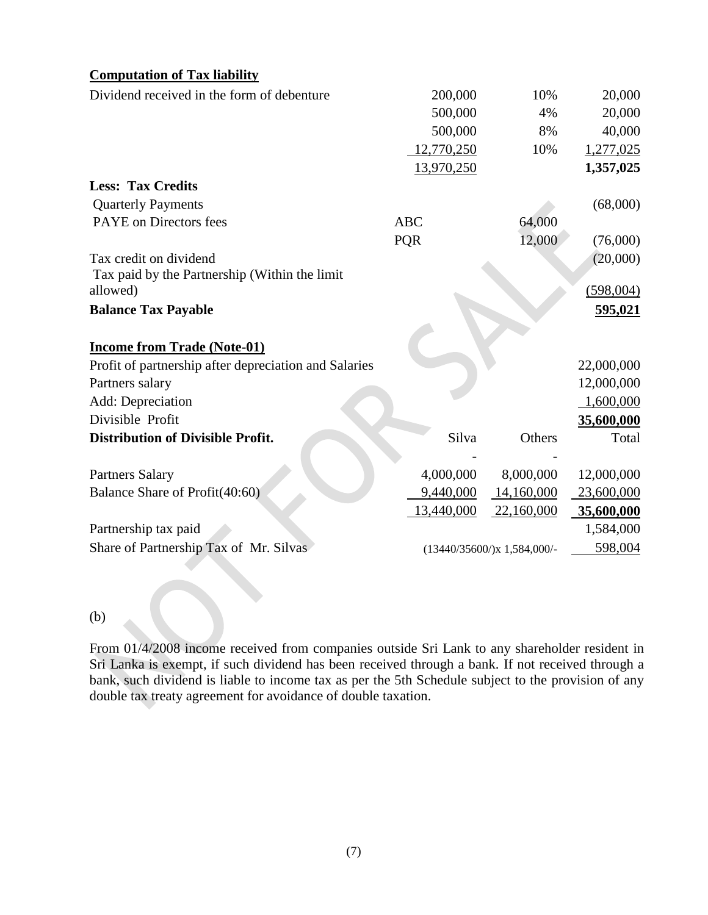**Computation of Tax liability**

| | | | |
|---|---|---|---|
| Dividend received in the form of debenture | 200,000 | 10% | 20,000 |
| | 500,000 | 4% | 20,000 |
| | 500,000 | 8% | 40,000 |
| | 12,770,250 | 10% | 1,277,025 |
| | 13,970,250 | | **1,357,025** |
| **Less: Tax Credits** | | | |
| Quarterly Payments | | | (68,000) |
| PAYE on Directors fees | ABC | 64,000 | |
| | PQR | 12,000 | (76,000) |
| Tax credit on dividend | | | (20,000) |
| Tax paid by the Partnership (Within the limit allowed) | | | (598,004) |
| **Balance Tax Payable** | | | **595,021** |

**Income from Trade (Note-01)**

| | | | |
|---|---|---|---|
| Profit of partnership after depreciation and Salaries | | | 22,000,000 |
| Partners salary | | | 12,000,000 |
| Add: Depreciation | | | 1,600,000 |
| Divisible Profit | | | **35,600,000** |
| **Distribution of Divisible Profit.** | Silva | Others | Total |
| | - | - | |
| Partners Salary | 4,000,000 | 8,000,000 | 12,000,000 |
| Balance Share of Profit(40:60) | 9,440,000 | 14,160,000 | 23,600,000 |
| | 13,440,000 | 22,160,000 | **35,600,000** |
| Partnership tax paid | | | 1,584,000 |
| Share of Partnership Tax of Mr. Silvas | (13440/35600/)x 1,584,000/- | | 598,004 |

(b)

From 01/4/2008 income received from companies outside Sri Lank to any shareholder resident in Sri Lanka is exempt, if such dividend has been received through a bank. If not received through a bank, such dividend is liable to income tax as per the 5th Schedule subject to the provision of any double tax treaty agreement for avoidance of double taxation.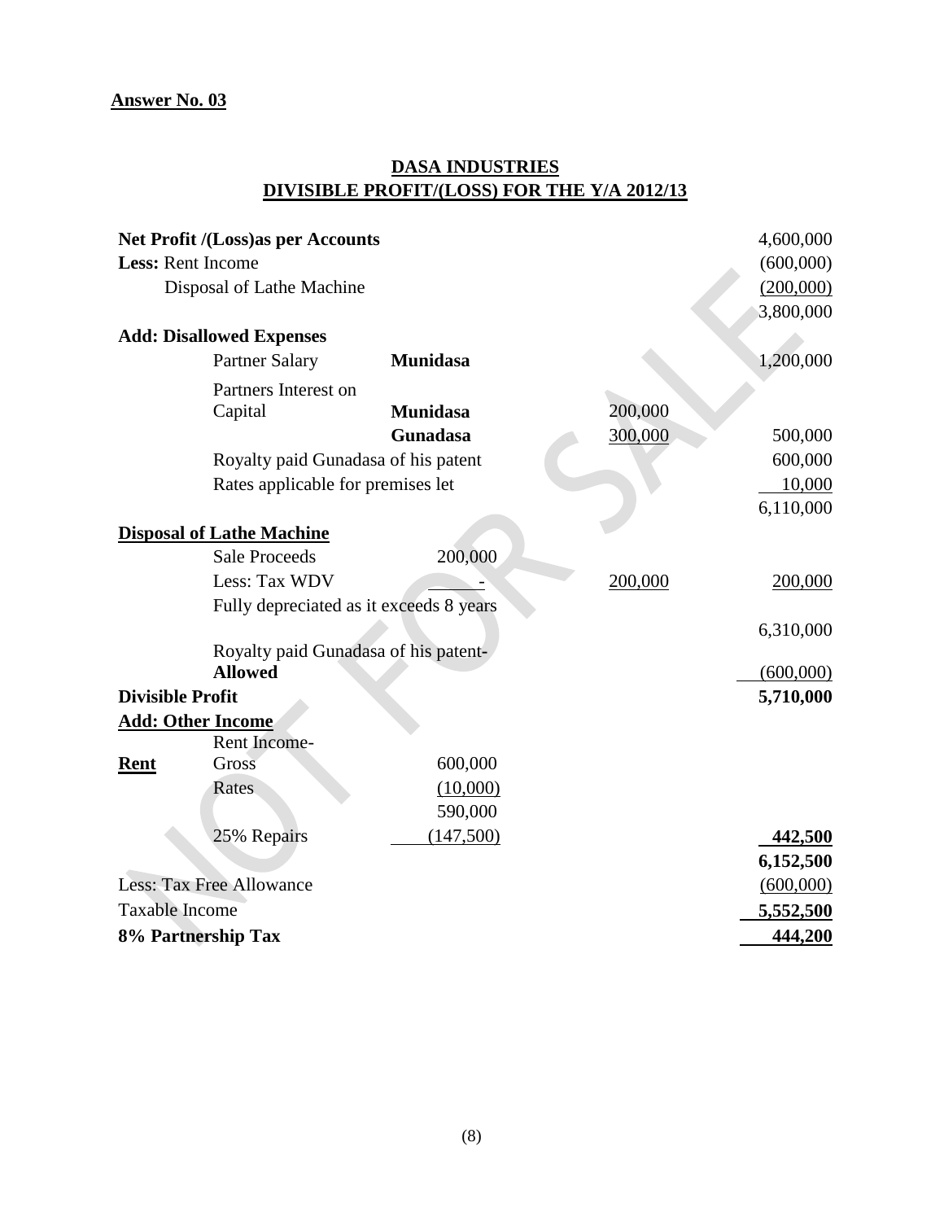**Answer No. 03**

**DASA INDUSTRIES**
**DIVISIBLE PROFIT/(LOSS) FOR THE Y/A 2012/13**

| | | | | |
|---|---|---|---|---|
| **Net Profit /(Loss)as per Accounts** | | | | 4,600,000 |
| **Less:** Rent Income | | | | (600,000) |
| Disposal of Lathe Machine | | | | (200,000) |
| | | | | 3,800,000 |
| **Add: Disallowed Expenses** | | | | |
| Partner Salary | **Munidasa** | | | 1,200,000 |
| Partners Interest on Capital | **Munidasa** | | 200,000 | |
| | **Gunadasa** | | 300,000 | 500,000 |
| Royalty paid Gunadasa of his patent | | | | 600,000 |
| Rates applicable for premises let | | | | 10,000 |
| | | | | 6,110,000 |
| **Disposal of Lathe Machine** | | | | |
| Sale Proceeds | | 200,000 | | |
| Less: Tax WDV | | - | 200,000 | 200,000 |
| Fully depreciated as it exceeds 8 years | | | | |
| | | | | 6,310,000 |
| Royalty paid Gunadasa of his patent- **Allowed** | | | | (600,000) |
| **Divisible Profit** | | | | **5,710,000** |
| **Add: Other Income** | | | | |
| **Rent** | Rent Income-Gross | 600,000 | | |
| | Rates | (10,000) | | |
| | | 590,000 | | |
| | 25% Repairs | (147,500) | | **442,500** |
| | | | | **6,152,500** |
| Less: Tax Free Allowance | | | | (600,000) |
| Taxable Income | | | | **5,552,500** |
| **8% Partnership Tax** | | | | **444,200** |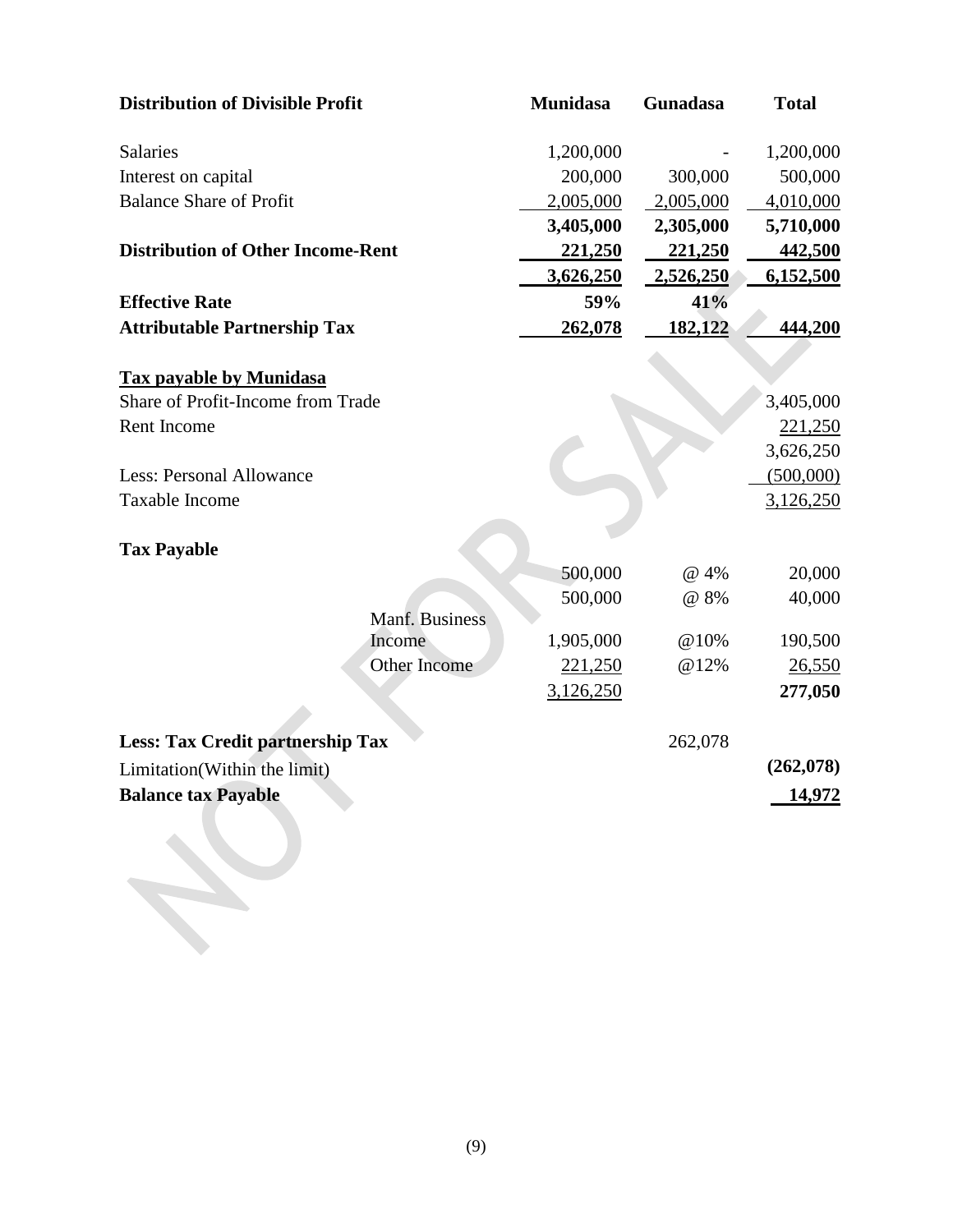| **Distribution of Divisible Profit** | **Munidasa** | **Gunadasa** | **Total** |
|---|---|---|---|
| Salaries | 1,200,000 | - | 1,200,000 |
| Interest on capital | 200,000 | 300,000 | 500,000 |
| Balance Share of Profit | 2,005,000 | 2,005,000 | 4,010,000 |
| | **3,405,000** | **2,305,000** | **5,710,000** |
| **Distribution of Other Income-Rent** | **221,250** | **221,250** | **442,500** |
| | **3,626,250** | **2,526,250** | **6,152,500** |
| **Effective Rate** | **59%** | **41%** | |
| **Attributable Partnership Tax** | **262,078** | **182,122** | **444,200** |

**Tax payable by Munidasa**

| | |
|---|---|
| Share of Profit-Income from Trade | 3,405,000 |
| Rent Income | 221,250 |
| | 3,626,250 |
| Less: Personal Allowance | (500,000) |
| Taxable Income | 3,126,250 |

**Tax Payable**

| | | | |
|---|---|---|---|
| | 500,000 | @ 4% | 20,000 |
| | 500,000 | @ 8% | 40,000 |
| Manf. Business Income | 1,905,000 | @10% | 190,500 |
| Other Income | 221,250 | @12% | 26,550 |
| | 3,126,250 | | **277,050** |
| **Less: Tax Credit partnership Tax** | | 262,078 | |
| Limitation(Within the limit) | | | **(262,078)** |
| **Balance tax Payable** | | | **14,972** |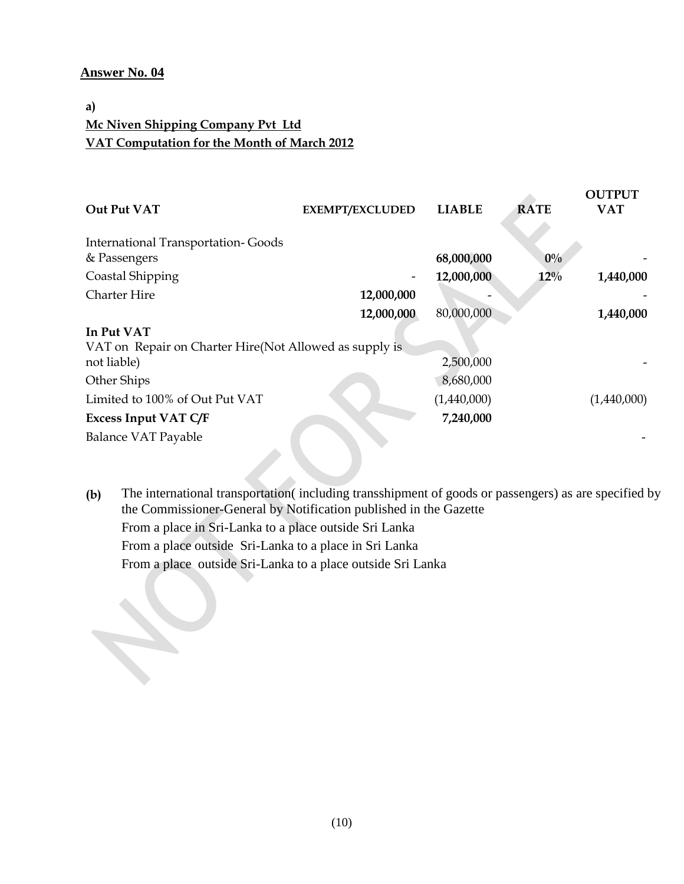**Answer No. 04**

**a)**

**Mc Niven Shipping Company Pvt Ltd**
**VAT Computation for the Month of March 2012**

| **Out Put VAT** | **EXEMPT/EXCLUDED** | **LIABLE** | **RATE** | **OUTPUT VAT** |
|---|---|---|---|---|
| International Transportation- Goods & Passengers | | **68,000,000** | **0%** | - |
| Coastal Shipping | - | **12,000,000** | **12%** | **1,440,000** |
| Charter Hire | **12,000,000** | - | | - |
| | **12,000,000** | 80,000,000 | | **1,440,000** |
| **In Put VAT** | | | | |
| VAT on Repair on Charter Hire(Not Allowed as supply is not liable) | | 2,500,000 | | - |
| Other Ships | | 8,680,000 | | |
| Limited to 100% of Out Put VAT | | (1,440,000) | | (1,440,000) |
| **Excess Input VAT C/F** | | **7,240,000** | | |
| Balance VAT Payable | | | | - |

**(b)** The international transportation( including transshipment of goods or passengers) as are specified by the Commissioner-General by Notification published in the Gazette

From a place in Sri-Lanka to a place outside Sri Lanka

From a place outside Sri-Lanka to a place in Sri Lanka

From a place outside Sri-Lanka to a place outside Sri Lanka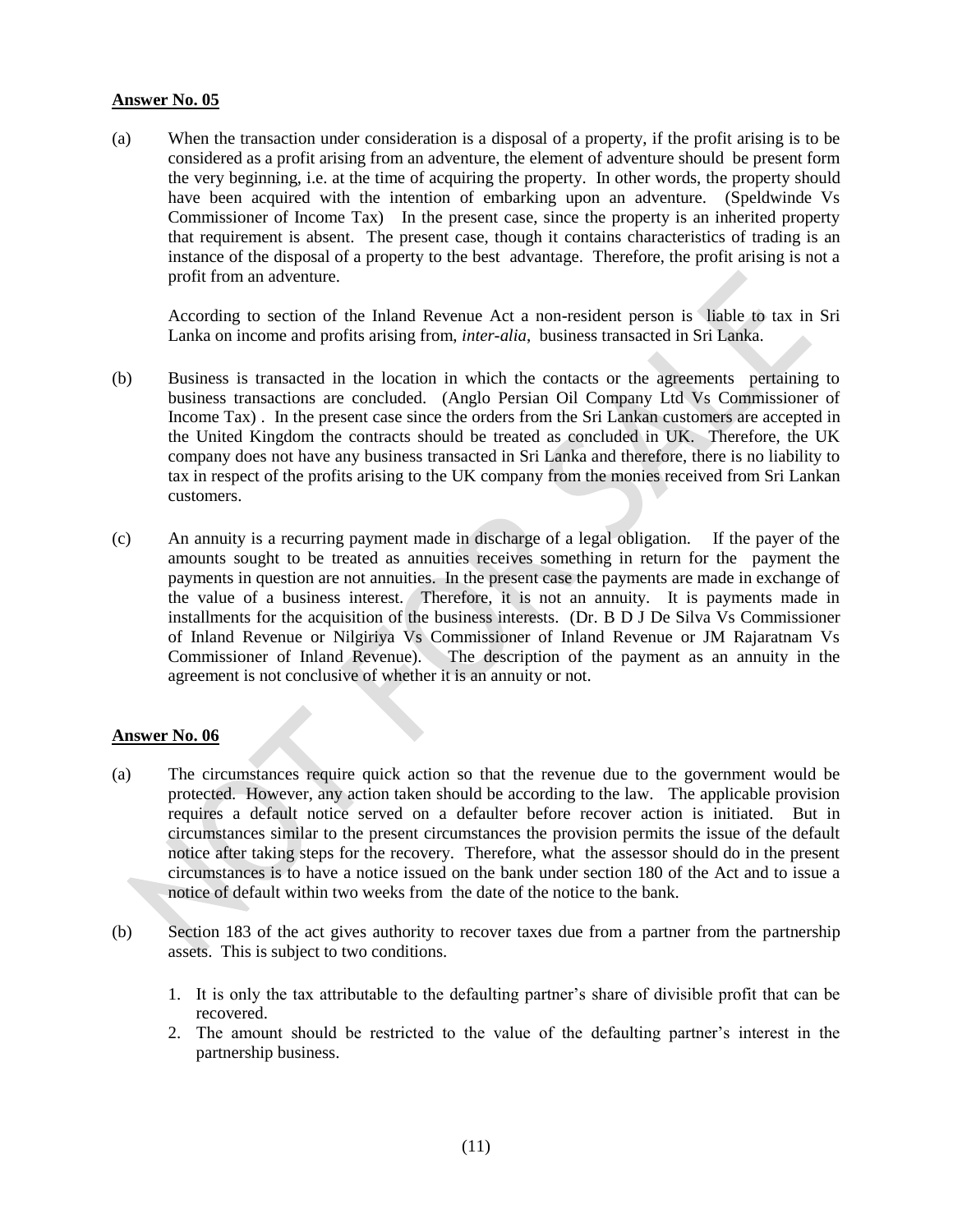**Answer No. 05**

(a) When the transaction under consideration is a disposal of a property, if the profit arising is to be considered as a profit arising from an adventure, the element of adventure should be present form the very beginning, i.e. at the time of acquiring the property. In other words, the property should have been acquired with the intention of embarking upon an adventure. (Speldwinde Vs Commissioner of Income Tax) In the present case, since the property is an inherited property that requirement is absent. The present case, though it contains characteristics of trading is an instance of the disposal of a property to the best advantage. Therefore, the profit arising is not a profit from an adventure.

According to section of the Inland Revenue Act a non-resident person is liable to tax in Sri Lanka on income and profits arising from, *inter-alia*, business transacted in Sri Lanka.

(b) Business is transacted in the location in which the contacts or the agreements pertaining to business transactions are concluded. (Anglo Persian Oil Company Ltd Vs Commissioner of Income Tax) . In the present case since the orders from the Sri Lankan customers are accepted in the United Kingdom the contracts should be treated as concluded in UK. Therefore, the UK company does not have any business transacted in Sri Lanka and therefore, there is no liability to tax in respect of the profits arising to the UK company from the monies received from Sri Lankan customers.

(c) An annuity is a recurring payment made in discharge of a legal obligation. If the payer of the amounts sought to be treated as annuities receives something in return for the payment the payments in question are not annuities. In the present case the payments are made in exchange of the value of a business interest. Therefore, it is not an annuity. It is payments made in installments for the acquisition of the business interests. (Dr. B D J De Silva Vs Commissioner of Inland Revenue or Nilgiriya Vs Commissioner of Inland Revenue or JM Rajaratnam Vs Commissioner of Inland Revenue). The description of the payment as an annuity in the agreement is not conclusive of whether it is an annuity or not.

**Answer No. 06**

(a) The circumstances require quick action so that the revenue due to the government would be protected. However, any action taken should be according to the law. The applicable provision requires a default notice served on a defaulter before recover action is initiated. But in circumstances similar to the present circumstances the provision permits the issue of the default notice after taking steps for the recovery. Therefore, what the assessor should do in the present circumstances is to have a notice issued on the bank under section 180 of the Act and to issue a notice of default within two weeks from the date of the notice to the bank.

(b) Section 183 of the act gives authority to recover taxes due from a partner from the partnership assets. This is subject to two conditions.

1. It is only the tax attributable to the defaulting partner's share of divisible profit that can be recovered.
2. The amount should be restricted to the value of the defaulting partner's interest in the partnership business.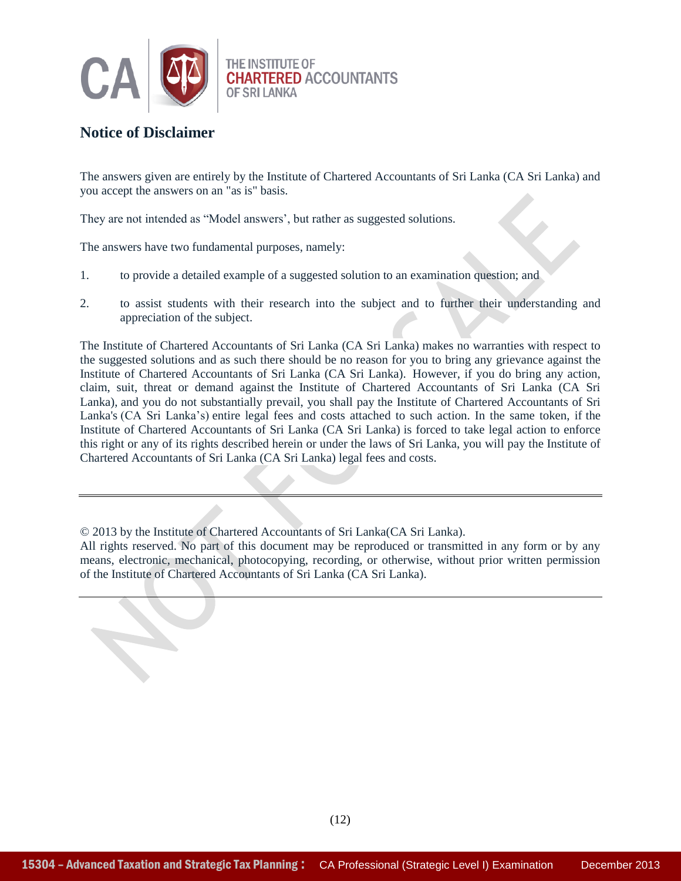## Notice of Disclaimer

The answers given are entirely by the Institute of Chartered Accountants of Sri Lanka (CA Sri Lanka) and you accept the answers on an "as is" basis.

They are not intended as "Model answers', but rather as suggested solutions.

The answers have two fundamental purposes, namely:

1. to provide a detailed example of a suggested solution to an examination question; and

2. to assist students with their research into the subject and to further their understanding and appreciation of the subject.

The Institute of Chartered Accountants of Sri Lanka (CA Sri Lanka) makes no warranties with respect to the suggested solutions and as such there should be no reason for you to bring any grievance against the Institute of Chartered Accountants of Sri Lanka (CA Sri Lanka). However, if you do bring any action, claim, suit, threat or demand against the Institute of Chartered Accountants of Sri Lanka (CA Sri Lanka), and you do not substantially prevail, you shall pay the Institute of Chartered Accountants of Sri Lanka's (CA Sri Lanka's) entire legal fees and costs attached to such action. In the same token, if the Institute of Chartered Accountants of Sri Lanka (CA Sri Lanka) is forced to take legal action to enforce this right or any of its rights described herein or under the laws of Sri Lanka, you will pay the Institute of Chartered Accountants of Sri Lanka (CA Sri Lanka) legal fees and costs.

---

© 2013 by the Institute of Chartered Accountants of Sri Lanka(CA Sri Lanka).
All rights reserved. No part of this document may be reproduced or transmitted in any form or by any means, electronic, mechanical, photocopying, recording, or otherwise, without prior written permission of the Institute of Chartered Accountants of Sri Lanka (CA Sri Lanka).

---